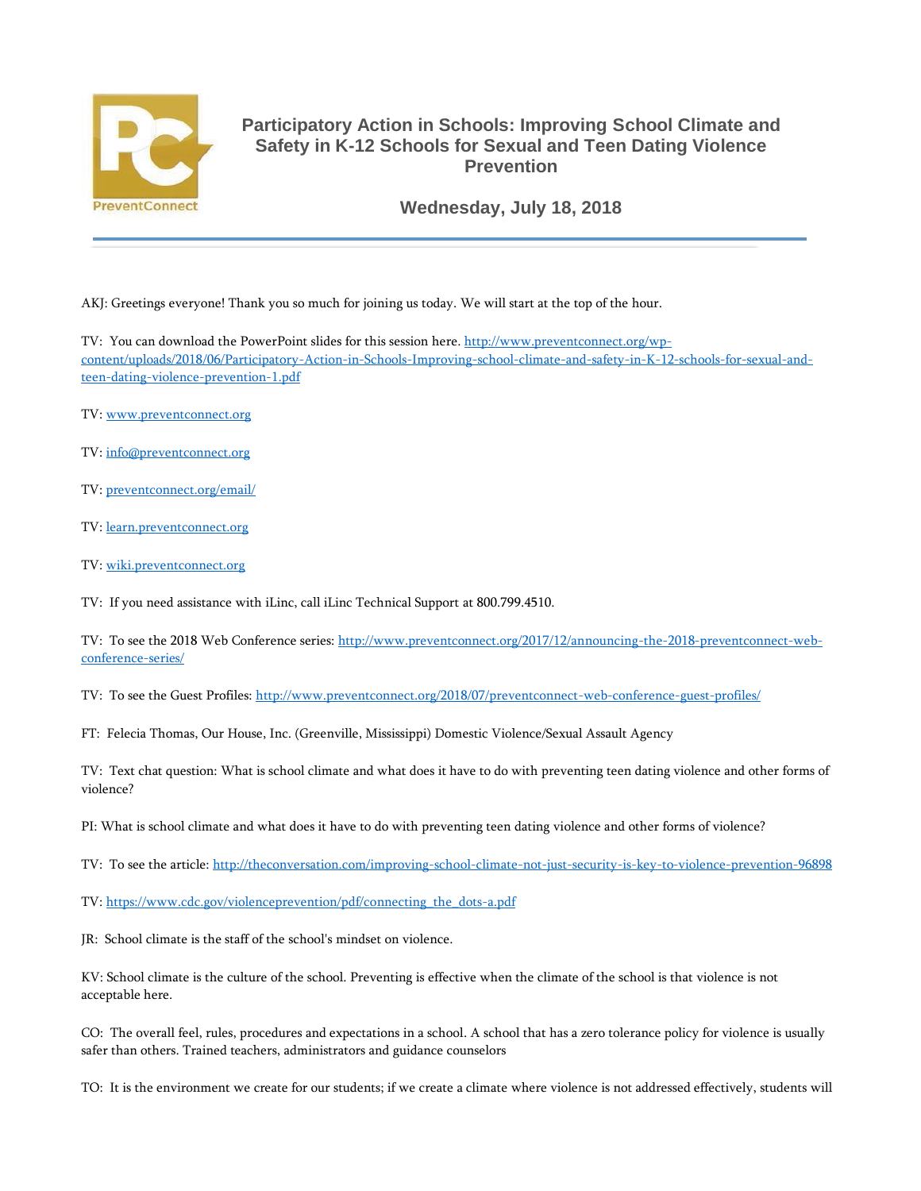PreventConnect

# Participatory Action in Schools: Improving School Climate and Safety in K-12 Schools for Sexual and Teen Dating Violence Prevention

**Wednesday, July 18, 2018**

AKJ: Greetings everyone! Thank you so much for joining us today. We will start at the top of the hour.

TV: You can download the PowerPoint slides for this session here. http://www.preventconnect.org/wp-content/uploads/2018/06/Participatory-Action-in-Schools-Improving-school-climate-and-safety-in-K-12-schools-for-sexual-and-teen-dating-violence-prevention-1.pdf

TV: www.preventconnect.org

TV: info@preventconnect.org

TV: preventconnect.org/email/

TV: learn.preventconnect.org

TV: wiki.preventconnect.org

TV: If you need assistance with iLinc, call iLinc Technical Support at 800.799.4510.

TV: To see the 2018 Web Conference series: http://www.preventconnect.org/2017/12/announcing-the-2018-preventconnect-web-conference-series/

TV: To see the Guest Profiles: http://www.preventconnect.org/2018/07/preventconnect-web-conference-guest-profiles/

FT: Felecia Thomas, Our House, Inc. (Greenville, Mississippi) Domestic Violence/Sexual Assault Agency

TV: Text chat question: What is school climate and what does it have to do with preventing teen dating violence and other forms of violence?

PI: What is school climate and what does it have to do with preventing teen dating violence and other forms of violence?

TV: To see the article: http://theconversation.com/improving-school-climate-not-just-security-is-key-to-violence-prevention-96898

TV: https://www.cdc.gov/violenceprevention/pdf/connecting_the_dots-a.pdf

JR: School climate is the staff of the school's mindset on violence.

KV: School climate is the culture of the school. Preventing is effective when the climate of the school is that violence is not acceptable here.

CO: The overall feel, rules, procedures and expectations in a school. A school that has a zero tolerance policy for violence is usually safer than others. Trained teachers, administrators and guidance counselors

TO: It is the environment we create for our students; if we create a climate where violence is not addressed effectively, students will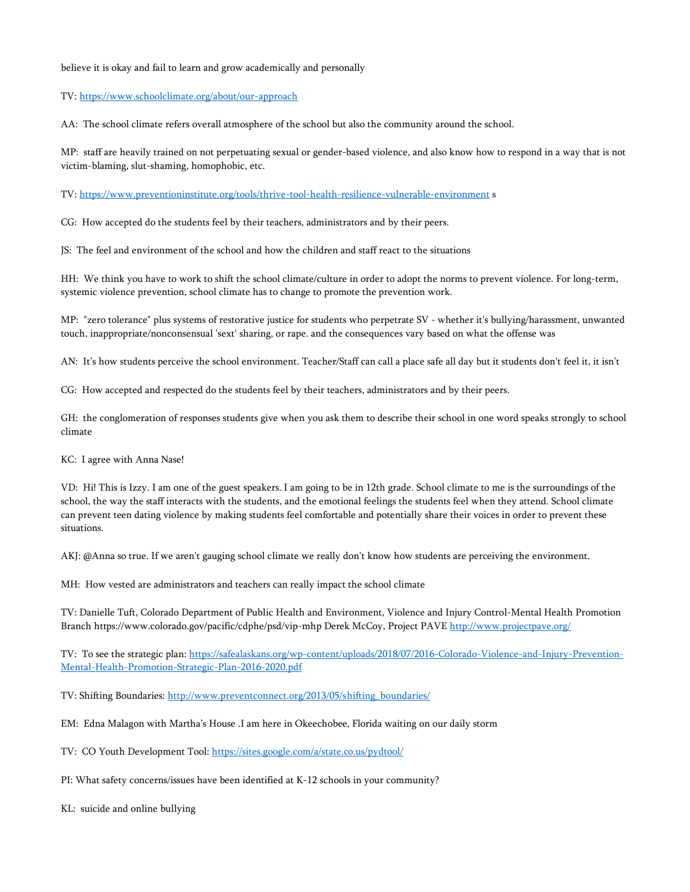believe it is okay and fail to learn and grow academically and personally

TV: https://www.schoolclimate.org/about/our-approach

AA: The school climate refers overall atmosphere of the school but also the community around the school.

MP: staff are heavily trained on not perpetuating sexual or gender-based violence, and also know how to respond in a way that is not victim-blaming, slut-shaming, homophobic, etc.

TV: https://www.preventioninstitute.org/tools/thrive-tool-health-resilience-vulnerable-environment s

CG: How accepted do the students feel by their teachers, administrators and by their peers.

JS: The feel and environment of the school and how the children and staff react to the situations

HH: We think you have to work to shift the school climate/culture in order to adopt the norms to prevent violence. For long-term, systemic violence prevention, school climate has to change to promote the prevention work.

MP: "zero tolerance" plus systems of restorative justice for students who perpetrate SV - whether it's bullying/harassment, unwanted touch, inappropriate/nonconsensual 'sext' sharing, or rape. and the consequences vary based on what the offense was

AN: It's how students perceive the school environment. Teacher/Staff can call a place safe all day but it students don't feel it, it isn't

CG: How accepted and respected do the students feel by their teachers, administrators and by their peers.

GH: the conglomeration of responses students give when you ask them to describe their school in one word speaks strongly to school climate

KC: I agree with Anna Nase!

VD: Hi! This is Izzy. I am one of the guest speakers. I am going to be in 12th grade. School climate to me is the surroundings of the school, the way the staff interacts with the students, and the emotional feelings the students feel when they attend. School climate can prevent teen dating violence by making students feel comfortable and potentially share their voices in order to prevent these situations.

AKJ: @Anna so true. If we aren't gauging school climate we really don't know how students are perceiving the environment.

MH: How vested are administrators and teachers can really impact the school climate

TV: Danielle Tuft, Colorado Department of Public Health and Environment, Violence and Injury Control-Mental Health Promotion Branch https://www.colorado.gov/pacific/cdphe/psd/vip-mhp Derek McCoy, Project PAVE http://www.projectpave.org/

TV: To see the strategic plan: https://safealaskans.org/wp-content/uploads/2018/07/2016-Colorado-Violence-and-Injury-Prevention-Mental-Health-Promotion-Strategic-Plan-2016-2020.pdf

TV: Shifting Boundaries: http://www.preventconnect.org/2013/05/shifting_boundaries/

EM: Edna Malagon with Martha's House .I am here in Okeechobee, Florida waiting on our daily storm

TV: CO Youth Development Tool: https://sites.google.com/a/state.co.us/pydtool/

PI: What safety concerns/issues have been identified at K-12 schools in your community?

KL: suicide and online bullying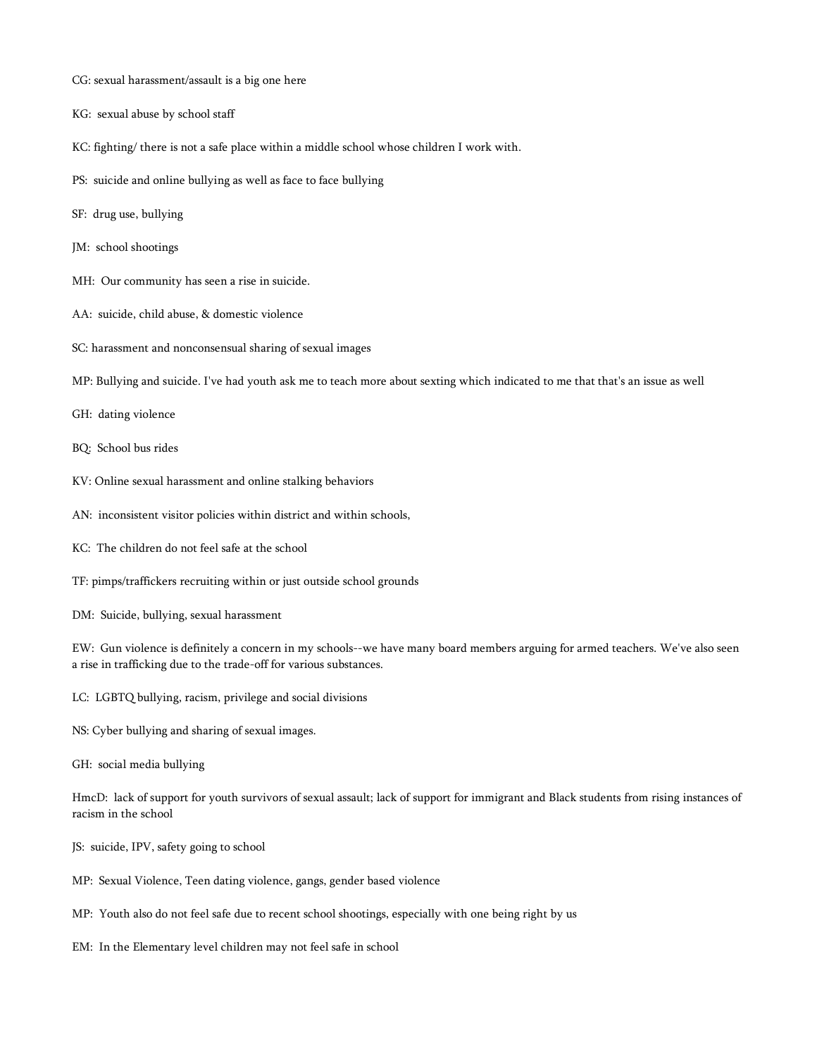CG: sexual harassment/assault is a big one here

KG: sexual abuse by school staff

KC: fighting/ there is not a safe place within a middle school whose children I work with.

PS: suicide and online bullying as well as face to face bullying

SF: drug use, bullying

JM: school shootings

MH: Our community has seen a rise in suicide.

AA: suicide, child abuse, & domestic violence

SC: harassment and nonconsensual sharing of sexual images

MP: Bullying and suicide. I've had youth ask me to teach more about sexting which indicated to me that that's an issue as well

GH: dating violence

BQ: School bus rides

KV: Online sexual harassment and online stalking behaviors

AN: inconsistent visitor policies within district and within schools,

KC: The children do not feel safe at the school

TF: pimps/traffickers recruiting within or just outside school grounds

DM: Suicide, bullying, sexual harassment

EW: Gun violence is definitely a concern in my schools--we have many board members arguing for armed teachers. We've also seen a rise in trafficking due to the trade-off for various substances.

LC: LGBTQ bullying, racism, privilege and social divisions

NS: Cyber bullying and sharing of sexual images.

GH: social media bullying

HmcD: lack of support for youth survivors of sexual assault; lack of support for immigrant and Black students from rising instances of racism in the school

JS: suicide, IPV, safety going to school

MP: Sexual Violence, Teen dating violence, gangs, gender based violence

MP: Youth also do not feel safe due to recent school shootings, especially with one being right by us

EM: In the Elementary level children may not feel safe in school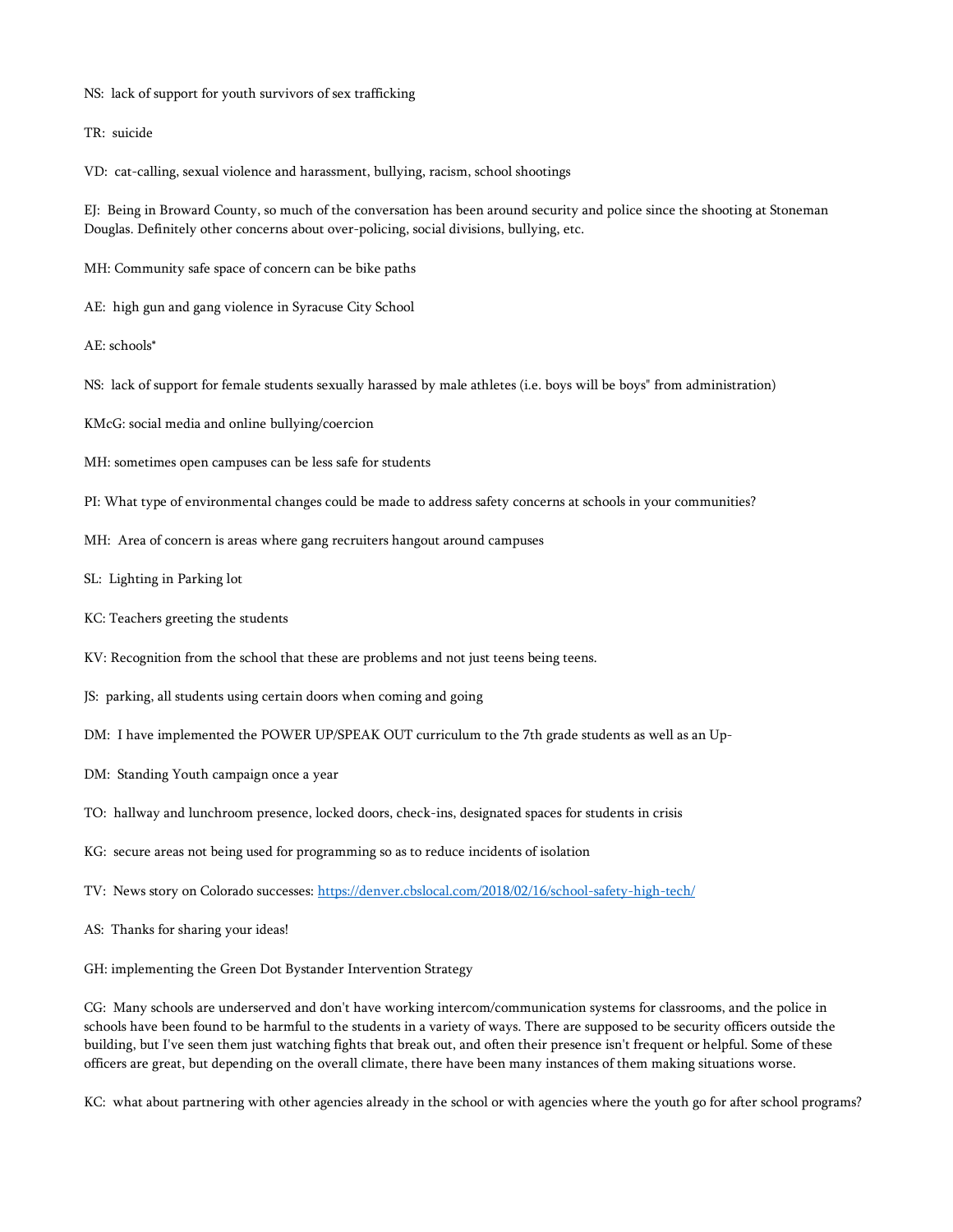NS:  lack of support for youth survivors of sex trafficking

TR:  suicide

VD:  cat-calling, sexual violence and harassment, bullying, racism, school shootings

EJ:  Being in Broward County, so much of the conversation has been around security and police since the shooting at Stoneman Douglas. Definitely other concerns about over-policing, social divisions, bullying, etc.

MH: Community safe space of concern can be bike paths

AE:  high gun and gang violence in Syracuse City School

AE: schools*

NS:  lack of support for female students sexually harassed by male athletes (i.e. boys will be boys" from administration)

KMcG: social media and online bullying/coercion

MH: sometimes open campuses can be less safe for students

PI: What type of environmental changes could be made to address safety concerns at schools in your communities?

MH:  Area of concern is areas where gang recruiters hangout around campuses

SL:  Lighting in Parking lot

KC: Teachers greeting the students

KV: Recognition from the school that these are problems and not just teens being teens.

JS:  parking, all students using certain doors when coming and going

DM:  I have implemented the POWER UP/SPEAK OUT curriculum to the 7th grade students as well as an Up-

DM:  Standing Youth campaign once a year

TO:  hallway and lunchroom presence, locked doors, check-ins, designated spaces for students in crisis

KG:  secure areas not being used for programming so as to reduce incidents of isolation

TV:  News story on Colorado successes: [https://denver.cbslocal.com/2018/02/16/school-safety-high-tech/](https://denver.cbslocal.com/2018/02/16/school-safety-high-tech/)

AS:  Thanks for sharing your ideas!

GH: implementing the Green Dot Bystander Intervention Strategy

CG:  Many schools are underserved and don't have working intercom/communication systems for classrooms, and the police in schools have been found to be harmful to the students in a variety of ways. There are supposed to be security officers outside the building, but I've seen them just watching fights that break out, and often their presence isn't frequent or helpful. Some of these officers are great, but depending on the overall climate, there have been many instances of them making situations worse.

KC:  what about partnering with other agencies already in the school or with agencies where the youth go for after school programs?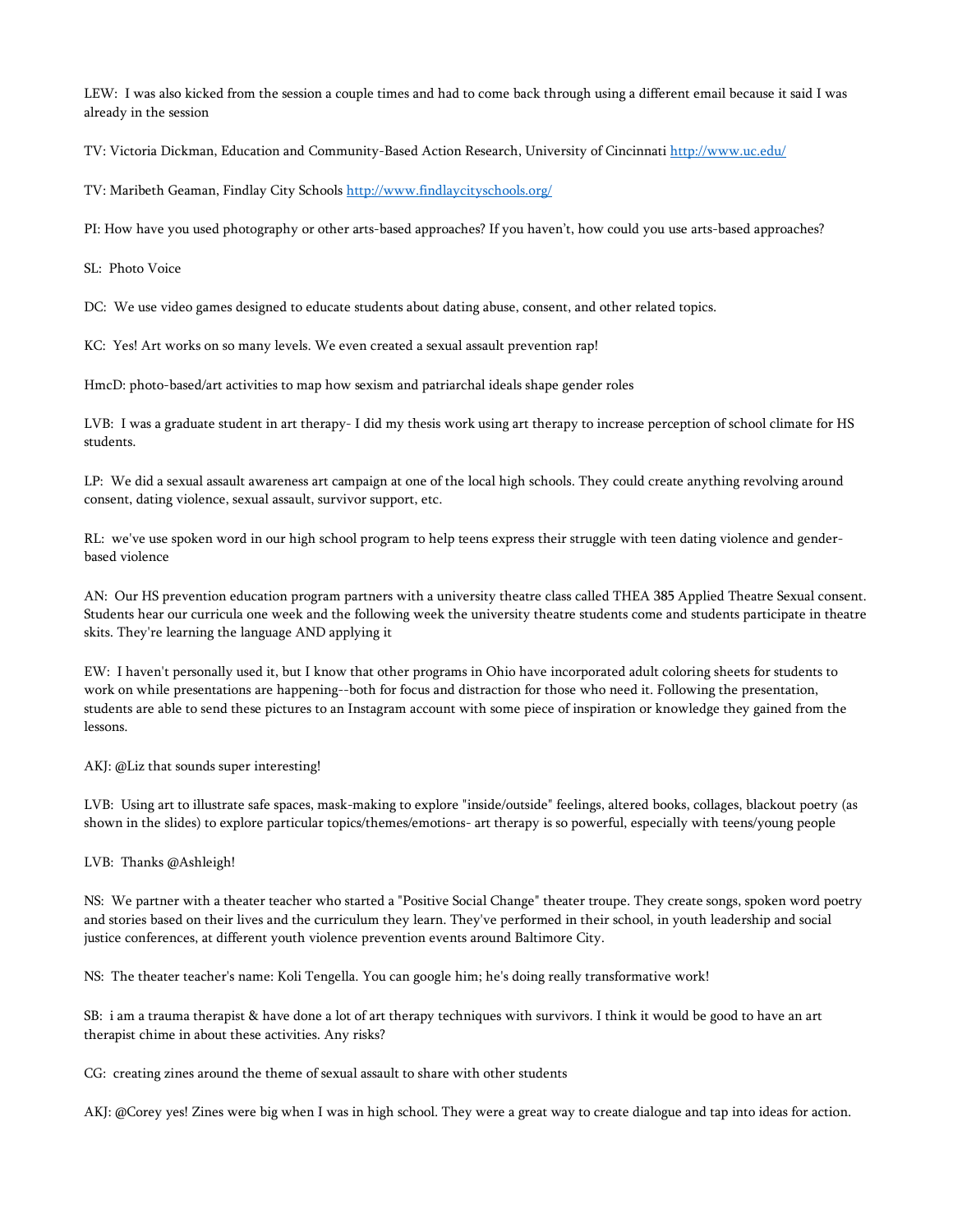LEW: I was also kicked from the session a couple times and had to come back through using a different email because it said I was already in the session

TV: Victoria Dickman, Education and Community-Based Action Research, University of Cincinnati http://www.uc.edu/

TV: Maribeth Geaman, Findlay City Schools http://www.findlaycityschools.org/

PI: How have you used photography or other arts-based approaches? If you haven't, how could you use arts-based approaches?

SL: Photo Voice

DC: We use video games designed to educate students about dating abuse, consent, and other related topics.

KC: Yes! Art works on so many levels. We even created a sexual assault prevention rap!

HmcD: photo-based/art activities to map how sexism and patriarchal ideals shape gender roles

LVB: I was a graduate student in art therapy- I did my thesis work using art therapy to increase perception of school climate for HS students.

LP: We did a sexual assault awareness art campaign at one of the local high schools. They could create anything revolving around consent, dating violence, sexual assault, survivor support, etc.

RL: we've use spoken word in our high school program to help teens express their struggle with teen dating violence and gender-based violence

AN: Our HS prevention education program partners with a university theatre class called THEA 385 Applied Theatre Sexual consent. Students hear our curricula one week and the following week the university theatre students come and students participate in theatre skits. They're learning the language AND applying it

EW: I haven't personally used it, but I know that other programs in Ohio have incorporated adult coloring sheets for students to work on while presentations are happening--both for focus and distraction for those who need it. Following the presentation, students are able to send these pictures to an Instagram account with some piece of inspiration or knowledge they gained from the lessons.

AKJ: @Liz that sounds super interesting!

LVB: Using art to illustrate safe spaces, mask-making to explore "inside/outside" feelings, altered books, collages, blackout poetry (as shown in the slides) to explore particular topics/themes/emotions- art therapy is so powerful, especially with teens/young people

LVB: Thanks @Ashleigh!

NS: We partner with a theater teacher who started a "Positive Social Change" theater troupe. They create songs, spoken word poetry and stories based on their lives and the curriculum they learn. They've performed in their school, in youth leadership and social justice conferences, at different youth violence prevention events around Baltimore City.

NS: The theater teacher's name: Koli Tengella. You can google him; he's doing really transformative work!

SB: i am a trauma therapist & have done a lot of art therapy techniques with survivors. I think it would be good to have an art therapist chime in about these activities. Any risks?

CG: creating zines around the theme of sexual assault to share with other students

AKJ: @Corey yes! Zines were big when I was in high school. They were a great way to create dialogue and tap into ideas for action.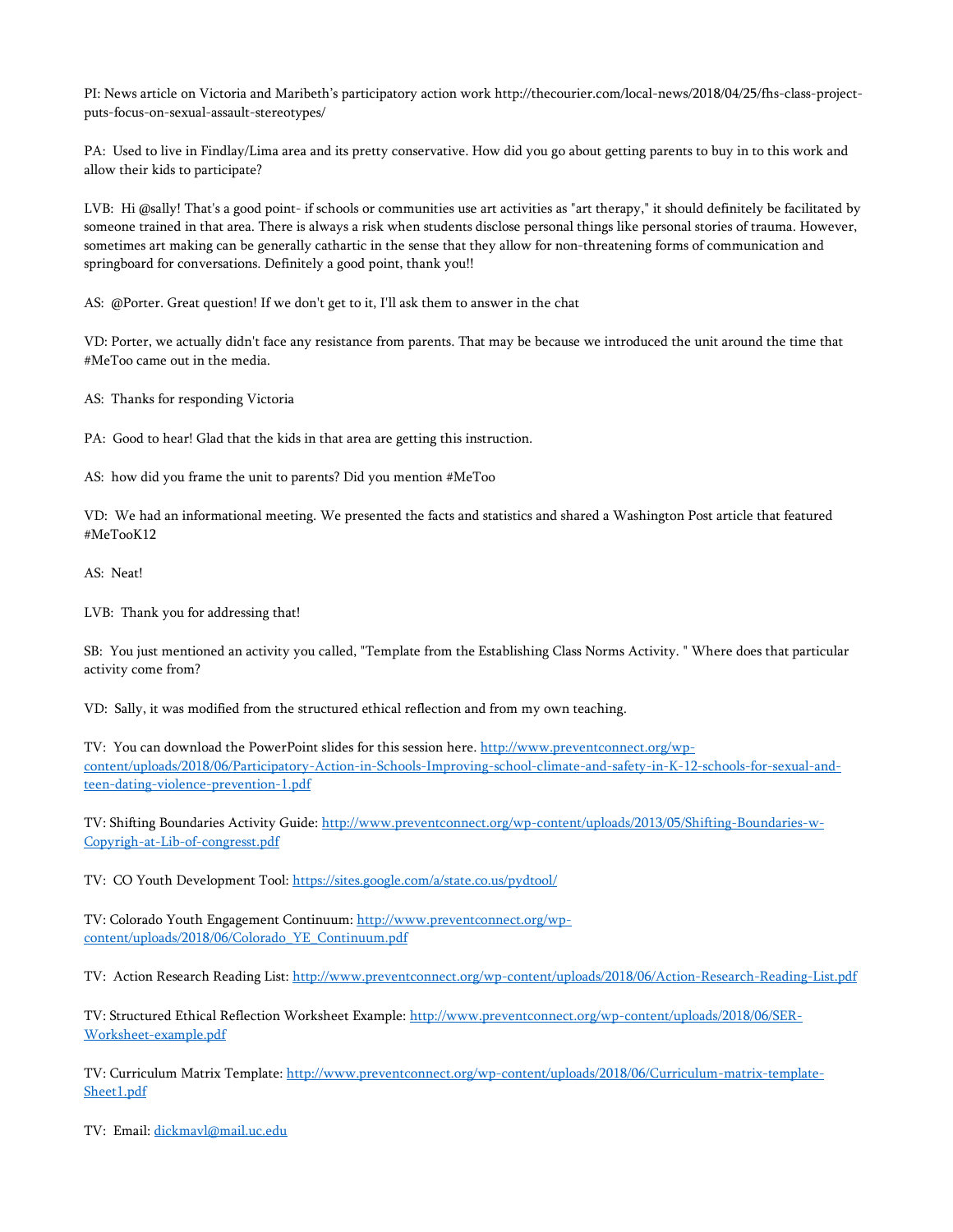PI: News article on Victoria and Maribeth's participatory action work http://thecourier.com/local-news/2018/04/25/fhs-class-project-puts-focus-on-sexual-assault-stereotypes/

PA: Used to live in Findlay/Lima area and its pretty conservative. How did you go about getting parents to buy in to this work and allow their kids to participate?

LVB: Hi @sally! That's a good point- if schools or communities use art activities as "art therapy," it should definitely be facilitated by someone trained in that area. There is always a risk when students disclose personal things like personal stories of trauma. However, sometimes art making can be generally cathartic in the sense that they allow for non-threatening forms of communication and springboard for conversations. Definitely a good point, thank you!!

AS: @Porter. Great question! If we don't get to it, I'll ask them to answer in the chat

VD: Porter, we actually didn't face any resistance from parents. That may be because we introduced the unit around the time that #MeToo came out in the media.

AS: Thanks for responding Victoria

PA: Good to hear! Glad that the kids in that area are getting this instruction.

AS: how did you frame the unit to parents? Did you mention #MeToo

VD: We had an informational meeting. We presented the facts and statistics and shared a Washington Post article that featured #MeTooK12

AS: Neat!

LVB: Thank you for addressing that!

SB: You just mentioned an activity you called, "Template from the Establishing Class Norms Activity. " Where does that particular activity come from?

VD: Sally, it was modified from the structured ethical reflection and from my own teaching.

TV: You can download the PowerPoint slides for this session here. http://www.preventconnect.org/wp-content/uploads/2018/06/Participatory-Action-in-Schools-Improving-school-climate-and-safety-in-K-12-schools-for-sexual-and-teen-dating-violence-prevention-1.pdf

TV: Shifting Boundaries Activity Guide: http://www.preventconnect.org/wp-content/uploads/2013/05/Shifting-Boundaries-w-Copyrigh-at-Lib-of-congresst.pdf

TV: CO Youth Development Tool: https://sites.google.com/a/state.co.us/pydtool/

TV: Colorado Youth Engagement Continuum: http://www.preventconnect.org/wp-content/uploads/2018/06/Colorado_YE_Continuum.pdf

TV: Action Research Reading List: http://www.preventconnect.org/wp-content/uploads/2018/06/Action-Research-Reading-List.pdf

TV: Structured Ethical Reflection Worksheet Example: http://www.preventconnect.org/wp-content/uploads/2018/06/SER-Worksheet-example.pdf

TV: Curriculum Matrix Template: http://www.preventconnect.org/wp-content/uploads/2018/06/Curriculum-matrix-template-Sheet1.pdf

TV: Email: dickmavl@mail.uc.edu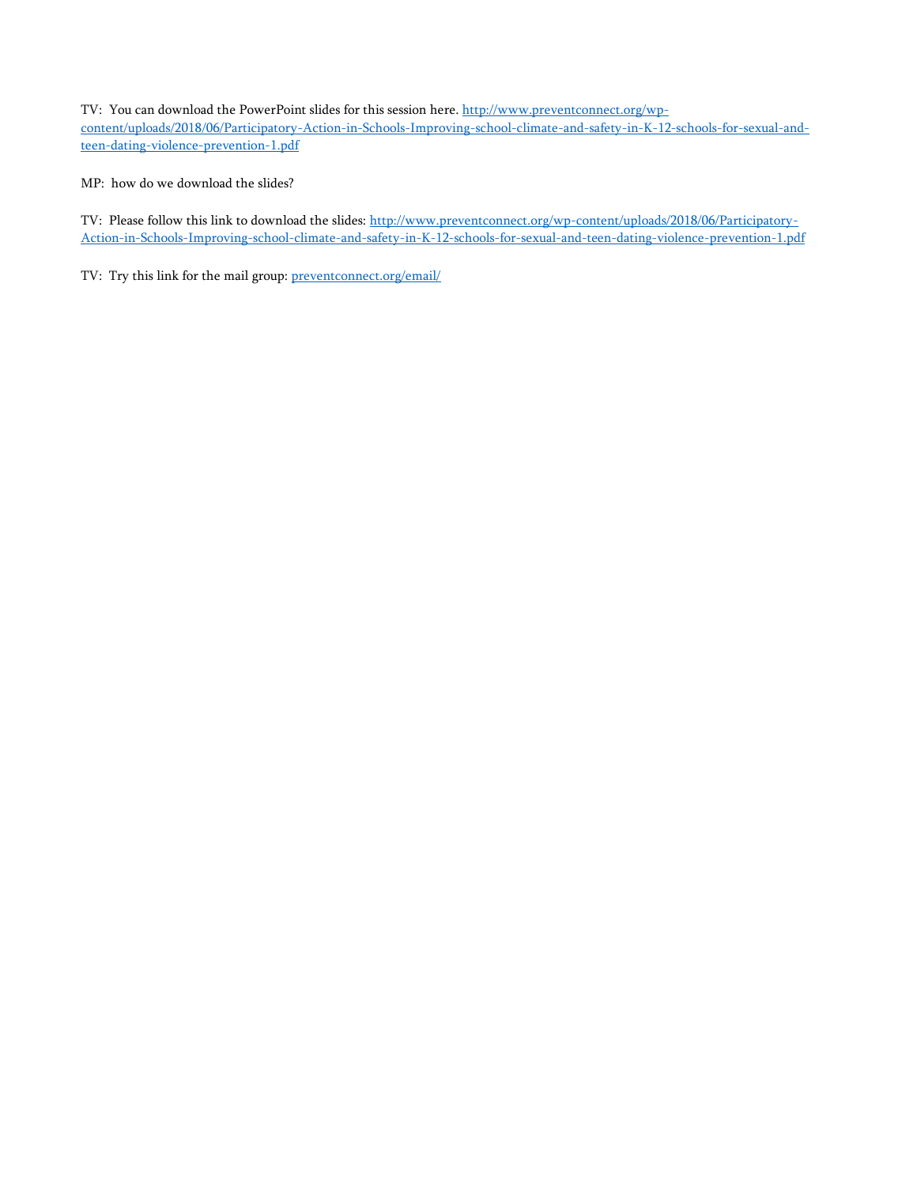TV: You can download the PowerPoint slides for this session here. [http://www.preventconnect.org/wp-content/uploads/2018/06/Participatory-Action-in-Schools-Improving-school-climate-and-safety-in-K-12-schools-for-sexual-and-teen-dating-violence-prevention-1.pdf](http://www.preventconnect.org/wp-content/uploads/2018/06/Participatory-Action-in-Schools-Improving-school-climate-and-safety-in-K-12-schools-for-sexual-and-teen-dating-violence-prevention-1.pdf)

MP: how do we download the slides?

TV: Please follow this link to download the slides: [http://www.preventconnect.org/wp-content/uploads/2018/06/Participatory-Action-in-Schools-Improving-school-climate-and-safety-in-K-12-schools-for-sexual-and-teen-dating-violence-prevention-1.pdf](http://www.preventconnect.org/wp-content/uploads/2018/06/Participatory-Action-in-Schools-Improving-school-climate-and-safety-in-K-12-schools-for-sexual-and-teen-dating-violence-prevention-1.pdf)

TV: Try this link for the mail group: [preventconnect.org/email/](http://preventconnect.org/email/)